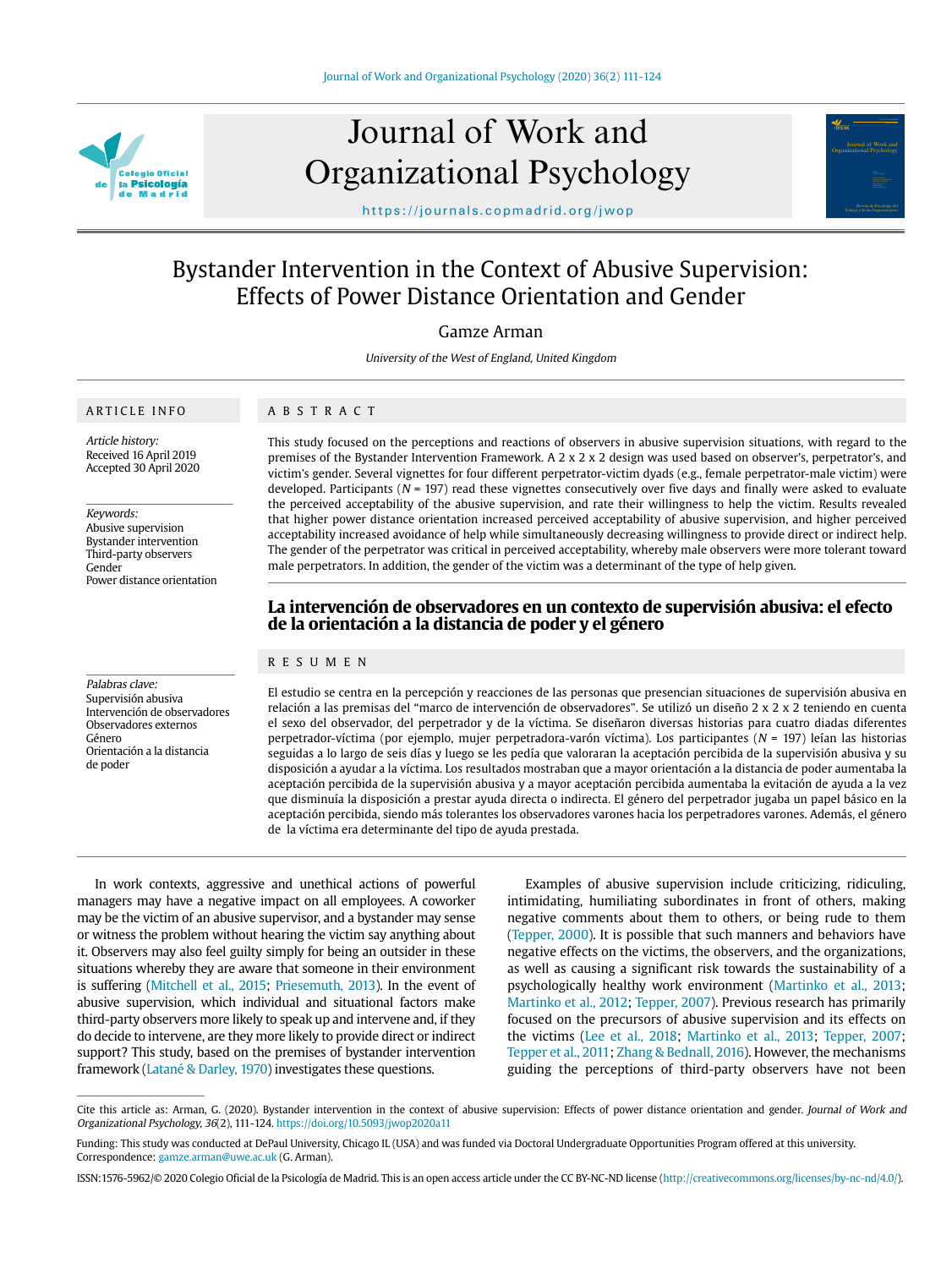# Bystander Intervention in the Context of Abusive Supervision: Effects of Power Distance Orientation and Gender

Gamze Arman

*University of the West of England, United Kingdom*

## ARTICLE INFO

*Article history:*
Received 16 April 2019
Accepted 30 April 2020

*Keywords:*
Abusive supervision
Bystander intervention
Third-party observers
Gender
Power distance orientation

## ABSTRACT

This study focused on the perceptions and reactions of observers in abusive supervision situations, with regard to the premises of the Bystander Intervention Framework. A 2 x 2 x 2 design was used based on observer's, perpetrator's, and victim's gender. Several vignettes for four different perpetrator-victim dyads (e.g., female perpetrator-male victim) were developed. Participants (*N* = 197) read these vignettes consecutively over five days and finally were asked to evaluate the perceived acceptability of the abusive supervision, and rate their willingness to help the victim. Results revealed that higher power distance orientation increased perceived acceptability of abusive supervision, and higher perceived acceptability increased avoidance of help while simultaneously decreasing willingness to provide direct or indirect help. The gender of the perpetrator was critical in perceived acceptability, whereby male observers were more tolerant toward male perpetrators. In addition, the gender of the victim was a determinant of the type of help given.

## La intervención de observadores en un contexto de supervisión abusiva: el efecto de la orientación a la distancia de poder y el género

*Palabras clave:*
Supervisión abusiva
Intervención de observadores
Observadores externos
Género
Orientación a la distancia de poder

## RESUMEN

El estudio se centra en la percepción y reacciones de las personas que presencian situaciones de supervisión abusiva en relación a las premisas del "marco de intervención de observadores". Se utilizó un diseño 2 x 2 x 2 teniendo en cuenta el sexo del observador, del perpetrador y de la víctima. Se diseñaron diversas historias para cuatro diadas diferentes perpetrador-víctima (por ejemplo, mujer perpetradora-varón víctima). Los participantes (*N* = 197) leían las historias seguidas a lo largo de seis días y luego se les pedía que valoraran la aceptación percibida de la supervisión abusiva y su disposición a ayudar a la víctima. Los resultados mostraban que a mayor orientación a la distancia de poder aumentaba la aceptación percibida de la supervisión abusiva y a mayor aceptación percibida aumentaba la evitación de ayuda a la vez que disminuía la disposición a prestar ayuda directa o indirecta. El género del perpetrador jugaba un papel básico en la aceptación percibida, siendo más tolerantes los observadores varones hacia los perpetradores varones. Además, el género de la víctima era determinante del tipo de ayuda prestada.

In work contexts, aggressive and unethical actions of powerful managers may have a negative impact on all employees. A coworker may be the victim of an abusive supervisor, and a bystander may sense or witness the problem without hearing the victim say anything about it. Observers may also feel guilty simply for being an outsider in these situations whereby they are aware that someone in their environment is suffering (Mitchell et al., 2015; Priesemuth, 2013). In the event of abusive supervision, which individual and situational factors make third-party observers more likely to speak up and intervene and, if they do decide to intervene, are they more likely to provide direct or indirect support? This study, based on the premises of bystander intervention framework (Latané & Darley, 1970) investigates these questions.

Examples of abusive supervision include criticizing, ridiculing, intimidating, humiliating subordinates in front of others, making negative comments about them to others, or being rude to them (Tepper, 2000). It is possible that such manners and behaviors have negative effects on the victims, the observers, and the organizations, as well as causing a significant risk towards the sustainability of a psychologically healthy work environment (Martinko et al., 2013; Martinko et al., 2012; Tepper, 2007). Previous research has primarily focused on the precursors of abusive supervision and its effects on the victims (Lee et al., 2018; Martinko et al., 2013; Tepper, 2007; Tepper et al., 2011; Zhang & Bednall, 2016). However, the mechanisms guiding the perceptions of third-party observers have not been

Cite this article as: Arman, G. (2020). Bystander intervention in the context of abusive supervision: Effects of power distance orientation and gender. *Journal of Work and Organizational Psychology, 36*(2), 111-124. https://doi.org/10.5093/jwop2020a11

Funding: This study was conducted at DePaul University, Chicago IL (USA) and was funded via Doctoral Undergraduate Opportunities Program offered at this university.
Correspondence: gamze.arman@uwe.ac.uk (G. Arman).

ISSN:1576-5962/© 2020 Colegio Oficial de la Psicología de Madrid. This is an open access article under the CC BY-NC-ND license (http://creativecommons.org/licenses/by-nc-nd/4.0/).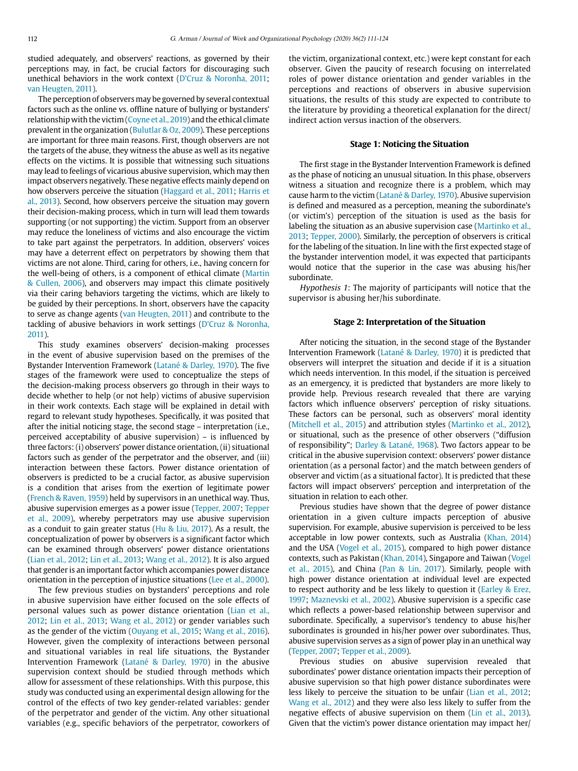studied adequately, and observers' reactions, as governed by their perceptions may, in fact, be crucial factors for discouraging such unethical behaviors in the work context (D'Cruz & Noronha, 2011; van Heugten, 2011).

The perception of observers may be governed by several contextual factors such as the online vs. offline nature of bullying or bystanders' relationship with the victim (Coyne et al., 2019) and the ethical climate prevalent in the organization (Bulutlar & Oz, 2009). These perceptions are important for three main reasons. First, though observers are not the targets of the abuse, they witness the abuse as well as its negative effects on the victims. It is possible that witnessing such situations may lead to feelings of vicarious abusive supervision, which may then impact observers negatively. These negative effects mainly depend on how observers perceive the situation (Haggard et al., 2011; Harris et al., 2013). Second, how observers perceive the situation may govern their decision-making process, which in turn will lead them towards supporting (or not supporting) the victim. Support from an observer may reduce the loneliness of victims and also encourage the victim to take part against the perpetrators. In addition, observers' voices may have a deterrent effect on perpetrators by showing them that victims are not alone. Third, caring for others, i.e., having concern for the well-being of others, is a component of ethical climate (Martin & Cullen, 2006), and observers may impact this climate positively via their caring behaviors targeting the victims, which are likely to be guided by their perceptions. In short, observers have the capacity to serve as change agents (van Heugten, 2011) and contribute to the tackling of abusive behaviors in work settings (D'Cruz & Noronha, 2011).

This study examines observers' decision-making processes in the event of abusive supervision based on the premises of the Bystander Intervention Framework (Latané & Darley, 1970). The five stages of the framework were used to conceptualize the steps of the decision-making process observers go through in their ways to decide whether to help (or not help) victims of abusive supervision in their work contexts. Each stage will be explained in detail with regard to relevant study hypotheses. Specifically, it was posited that after the initial noticing stage, the second stage – interpretation (i.e., perceived acceptability of abusive supervision) – is influenced by three factors: (i) observers' power distance orientation, (ii) situational factors such as gender of the perpetrator and the observer, and (iii) interaction between these factors. Power distance orientation of observers is predicted to be a crucial factor, as abusive supervision is a condition that arises from the exertion of legitimate power (French & Raven, 1959) held by supervisors in an unethical way. Thus, abusive supervision emerges as a power issue (Tepper, 2007; Tepper et al., 2009), whereby perpetrators may use abusive supervision as a conduit to gain greater status (Hu & Liu, 2017). As a result, the conceptualization of power by observers is a significant factor which can be examined through observers' power distance orientations (Lian et al., 2012; Lin et al., 2013; Wang et al., 2012). It is also argued that gender is an important factor which accompanies power distance orientation in the perception of injustice situations (Lee et al., 2000).

The few previous studies on bystanders' perceptions and role in abusive supervision have either focused on the sole effects of personal values such as power distance orientation (Lian et al., 2012; Lin et al., 2013; Wang et al., 2012) or gender variables such as the gender of the victim (Ouyang et al., 2015; Wang et al., 2016). However, given the complexity of interactions between personal and situational variables in real life situations, the Bystander Intervention Framework (Latané & Darley, 1970) in the abusive supervision context should be studied through methods which allow for assessment of these relationships. With this purpose, this study was conducted using an experimental design allowing for the control of the effects of two key gender-related variables: gender of the perpetrator and gender of the victim. Any other situational variables (e.g., specific behaviors of the perpetrator, coworkers of the victim, organizational context, etc.) were kept constant for each observer. Given the paucity of research focusing on interrelated roles of power distance orientation and gender variables in the perceptions and reactions of observers in abusive supervision situations, the results of this study are expected to contribute to the literature by providing a theoretical explanation for the direct/indirect action versus inaction of the observers.

### Stage 1: Noticing the Situation

The first stage in the Bystander Intervention Framework is defined as the phase of noticing an unusual situation. In this phase, observers witness a situation and recognize there is a problem, which may cause harm to the victim (Latané & Darley, 1970). Abusive supervision is defined and measured as a perception, meaning the subordinate's (or victim's) perception of the situation is used as the basis for labeling the situation as an abusive supervision case (Martinko et al., 2013; Tepper, 2000). Similarly, the perception of observers is critical for the labeling of the situation. In line with the first expected stage of the bystander intervention model, it was expected that participants would notice that the superior in the case was abusing his/her subordinate.

*Hypothesis 1*: The majority of participants will notice that the supervisor is abusing her/his subordinate.

### Stage 2: Interpretation of the Situation

After noticing the situation, in the second stage of the Bystander Intervention Framework (Latané & Darley, 1970) it is predicted that observers will interpret the situation and decide if it is a situation which needs intervention. In this model, if the situation is perceived as an emergency, it is predicted that bystanders are more likely to provide help. Previous research revealed that there are varying factors which influence observers' perception of risky situations. These factors can be personal, such as observers' moral identity (Mitchell et al., 2015) and attribution styles (Martinko et al., 2012), or situational, such as the presence of other observers ("diffusion of responsibility"; Darley & Latané, 1968). Two factors appear to be critical in the abusive supervision context: observers' power distance orientation (as a personal factor) and the match between genders of observer and victim (as a situational factor). It is predicted that these factors will impact observers' perception and interpretation of the situation in relation to each other.

Previous studies have shown that the degree of power distance orientation in a given culture impacts perception of abusive supervision. For example, abusive supervision is perceived to be less acceptable in low power contexts, such as Australia (Khan, 2014) and the USA (Vogel et al., 2015), compared to high power distance contexts, such as Pakistan (Khan, 2014), Singapore and Taiwan (Vogel et al., 2015), and China (Pan & Lin, 2017). Similarly, people with high power distance orientation at individual level are expected to respect authority and be less likely to question it (Earley & Erez, 1997; Maznevski et al., 2002). Abusive supervision is a specific case which reflects a power-based relationship between supervisor and subordinate. Specifically, a supervisor's tendency to abuse his/her subordinates is grounded in his/her power over subordinates. Thus, abusive supervision serves as a sign of power play in an unethical way (Tepper, 2007; Tepper et al., 2009).

Previous studies on abusive supervision revealed that subordinates' power distance orientation impacts their perception of abusive supervision so that high power distance subordinates were less likely to perceive the situation to be unfair (Lian et al., 2012; Wang et al., 2012) and they were also less likely to suffer from the negative effects of abusive supervision on them (Lin et al., 2013). Given that the victim's power distance orientation may impact her/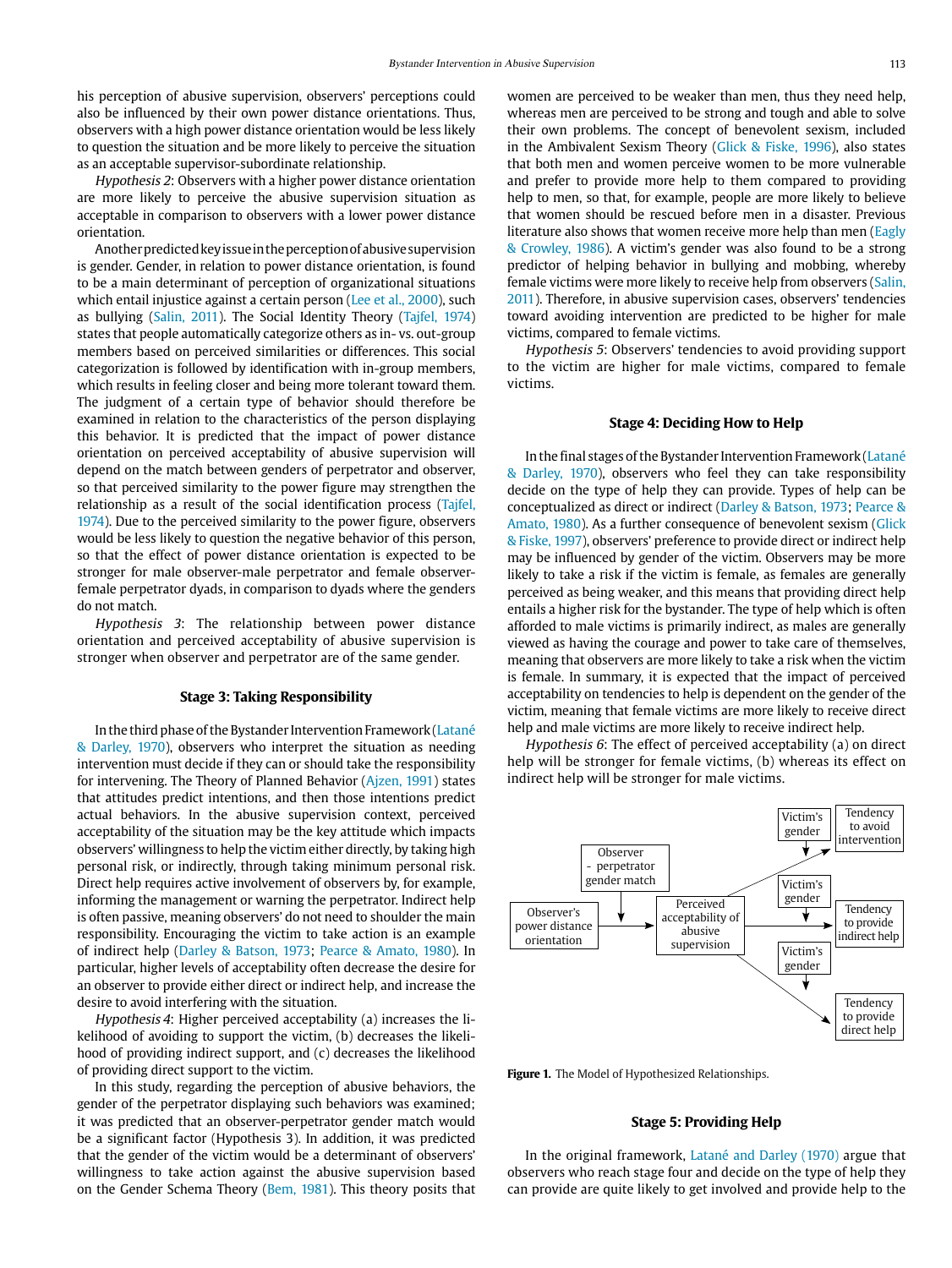his perception of abusive supervision, observers' perceptions could also be influenced by their own power distance orientations. Thus, observers with a high power distance orientation would be less likely to question the situation and be more likely to perceive the situation as an acceptable supervisor-subordinate relationship.

*Hypothesis 2*: Observers with a higher power distance orientation are more likely to perceive the abusive supervision situation as acceptable in comparison to observers with a lower power distance orientation.

Another predicted key issue in the perception of abusive supervision is gender. Gender, in relation to power distance orientation, is found to be a main determinant of perception of organizational situations which entail injustice against a certain person (Lee et al., 2000), such as bullying (Salin, 2011). The Social Identity Theory (Tajfel, 1974) states that people automatically categorize others as in- vs. out-group members based on perceived similarities or differences. This social categorization is followed by identification with in-group members, which results in feeling closer and being more tolerant toward them. The judgment of a certain type of behavior should therefore be examined in relation to the characteristics of the person displaying this behavior. It is predicted that the impact of power distance orientation on perceived acceptability of abusive supervision will depend on the match between genders of perpetrator and observer, so that perceived similarity to the power figure may strengthen the relationship as a result of the social identification process (Tajfel, 1974). Due to the perceived similarity to the power figure, observers would be less likely to question the negative behavior of this person, so that the effect of power distance orientation is expected to be stronger for male observer-male perpetrator and female observer-female perpetrator dyads, in comparison to dyads where the genders do not match.

*Hypothesis 3*: The relationship between power distance orientation and perceived acceptability of abusive supervision is stronger when observer and perpetrator are of the same gender.

## Stage 3: Taking Responsibility

In the third phase of the Bystander Intervention Framework (Latané & Darley, 1970), observers who interpret the situation as needing intervention must decide if they can or should take the responsibility for intervening. The Theory of Planned Behavior (Ajzen, 1991) states that attitudes predict intentions, and then those intentions predict actual behaviors. In the abusive supervision context, perceived acceptability of the situation may be the key attitude which impacts observers' willingness to help the victim either directly, by taking high personal risk, or indirectly, through taking minimum personal risk. Direct help requires active involvement of observers by, for example, informing the management or warning the perpetrator. Indirect help is often passive, meaning observers' do not need to shoulder the main responsibility. Encouraging the victim to take action is an example of indirect help (Darley & Batson, 1973; Pearce & Amato, 1980). In particular, higher levels of acceptability often decrease the desire for an observer to provide either direct or indirect help, and increase the desire to avoid interfering with the situation.

*Hypothesis 4*: Higher perceived acceptability (a) increases the likelihood of avoiding to support the victim, (b) decreases the likelihood of providing indirect support, and (c) decreases the likelihood of providing direct support to the victim.

In this study, regarding the perception of abusive behaviors, the gender of the perpetrator displaying such behaviors was examined; it was predicted that an observer-perpetrator gender match would be a significant factor (Hypothesis 3). In addition, it was predicted that the gender of the victim would be a determinant of observers' willingness to take action against the abusive supervision based on the Gender Schema Theory (Bem, 1981). This theory posits that women are perceived to be weaker than men, thus they need help, whereas men are perceived to be strong and tough and able to solve their own problems. The concept of benevolent sexism, included in the Ambivalent Sexism Theory (Glick & Fiske, 1996), also states that both men and women perceive women to be more vulnerable and prefer to provide more help to them compared to providing help to men, so that, for example, people are more likely to believe that women should be rescued before men in a disaster. Previous literature also shows that women receive more help than men (Eagly & Crowley, 1986). A victim's gender was also found to be a strong predictor of helping behavior in bullying and mobbing, whereby female victims were more likely to receive help from observers (Salin, 2011). Therefore, in abusive supervision cases, observers' tendencies toward avoiding intervention are predicted to be higher for male victims, compared to female victims.

*Hypothesis 5*: Observers' tendencies to avoid providing support to the victim are higher for male victims, compared to female victims.

## Stage 4: Deciding How to Help

In the final stages of the Bystander Intervention Framework (Latané & Darley, 1970), observers who feel they can take responsibility decide on the type of help they can provide. Types of help can be conceptualized as direct or indirect (Darley & Batson, 1973; Pearce & Amato, 1980). As a further consequence of benevolent sexism (Glick & Fiske, 1997), observers' preference to provide direct or indirect help may be influenced by gender of the victim. Observers may be more likely to take a risk if the victim is female, as females are generally perceived as being weaker, and this means that providing direct help entails a higher risk for the bystander. The type of help which is often afforded to male victims is primarily indirect, as males are generally viewed as having the courage and power to take care of themselves, meaning that observers are more likely to take a risk when the victim is female. In summary, it is expected that the impact of perceived acceptability on tendencies to help is dependent on the gender of the victim, meaning that female victims are more likely to receive direct help and male victims are more likely to receive indirect help.

*Hypothesis 6*: The effect of perceived acceptability (a) on direct help will be stronger for female victims, (b) whereas its effect on indirect help will be stronger for male victims.

**Figure 1.** The Model of Hypothesized Relationships.

## Stage 5: Providing Help

In the original framework, Latané and Darley (1970) argue that observers who reach stage four and decide on the type of help they can provide are quite likely to get involved and provide help to the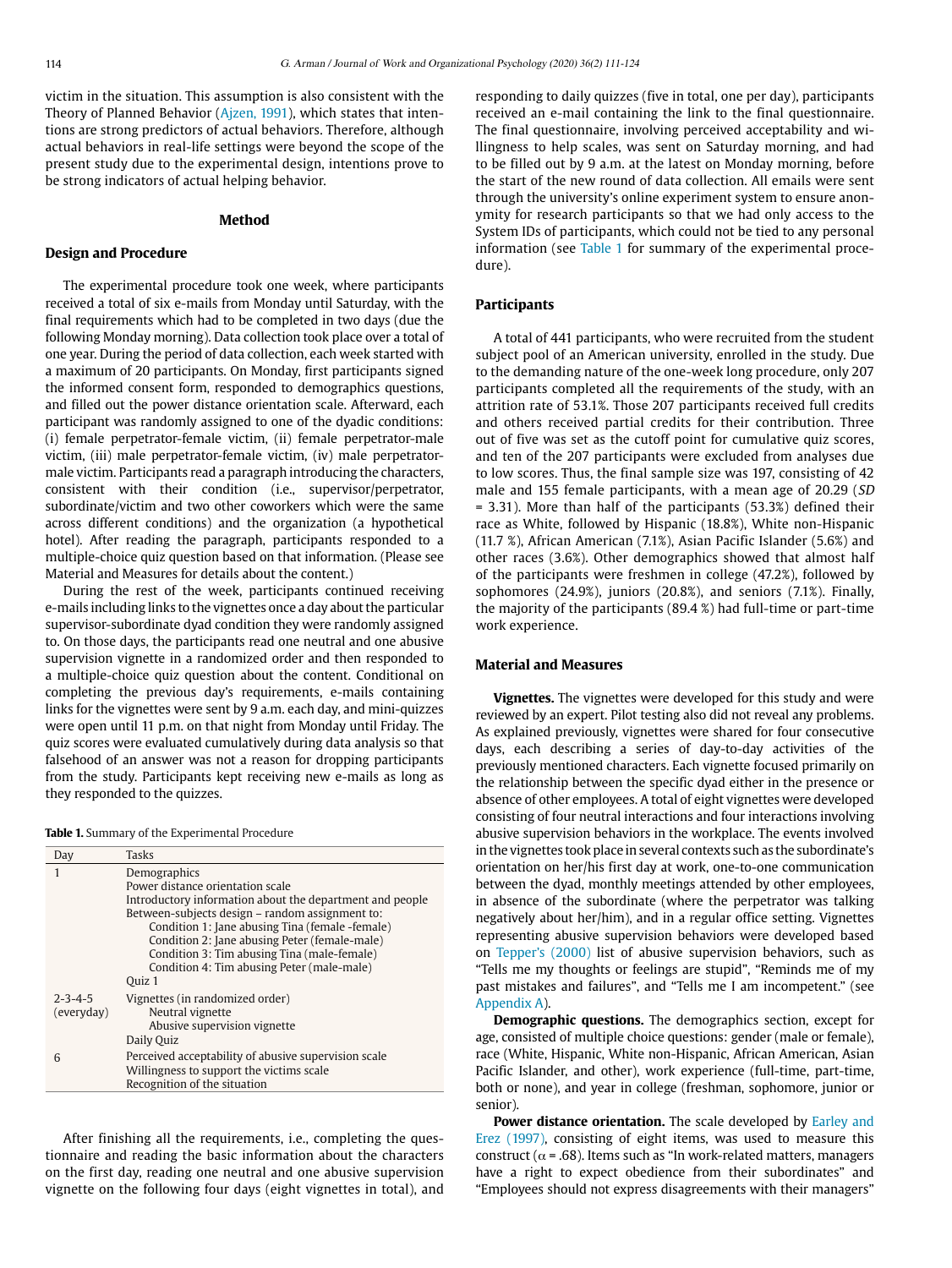victim in the situation. This assumption is also consistent with the Theory of Planned Behavior (Ajzen, 1991), which states that intentions are strong predictors of actual behaviors. Therefore, although actual behaviors in real-life settings were beyond the scope of the present study due to the experimental design, intentions prove to be strong indicators of actual helping behavior.

## Method

### Design and Procedure

The experimental procedure took one week, where participants received a total of six e-mails from Monday until Saturday, with the final requirements which had to be completed in two days (due the following Monday morning). Data collection took place over a total of one year. During the period of data collection, each week started with a maximum of 20 participants. On Monday, first participants signed the informed consent form, responded to demographics questions, and filled out the power distance orientation scale. Afterward, each participant was randomly assigned to one of the dyadic conditions: (i) female perpetrator-female victim, (ii) female perpetrator-male victim, (iii) male perpetrator-female victim, (iv) male perpetrator-male victim. Participants read a paragraph introducing the characters, consistent with their condition (i.e., supervisor/perpetrator, subordinate/victim and two other coworkers which were the same across different conditions) and the organization (a hypothetical hotel). After reading the paragraph, participants responded to a multiple-choice quiz question based on that information. (Please see Material and Measures for details about the content.)

During the rest of the week, participants continued receiving e-mails including links to the vignettes once a day about the particular supervisor-subordinate dyad condition they were randomly assigned to. On those days, the participants read one neutral and one abusive supervision vignette in a randomized order and then responded to a multiple-choice quiz question about the content. Conditional on completing the previous day's requirements, e-mails containing links for the vignettes were sent by 9 a.m. each day, and mini-quizzes were open until 11 p.m. on that night from Monday until Friday. The quiz scores were evaluated cumulatively during data analysis so that falsehood of an answer was not a reason for dropping participants from the study. Participants kept receiving new e-mails as long as they responded to the quizzes.

**Table 1.** Summary of the Experimental Procedure

| Day | Tasks |
|---|---|
| 1 | Demographics<br>Power distance orientation scale<br>Introductory information about the department and people<br>Between-subjects design – random assignment to:<br>Condition 1: Jane abusing Tina (female -female)<br>Condition 2: Jane abusing Peter (female-male)<br>Condition 3: Tim abusing Tina (male-female)<br>Condition 4: Tim abusing Peter (male-male)<br>Quiz 1 |
| 2-3-4-5 (everyday) | Vignettes (in randomized order)<br>Neutral vignette<br>Abusive supervision vignette<br>Daily Quiz |
| 6 | Perceived acceptability of abusive supervision scale<br>Willingness to support the victims scale<br>Recognition of the situation |

After finishing all the requirements, i.e., completing the questionnaire and reading the basic information about the characters on the first day, reading one neutral and one abusive supervision vignette on the following four days (eight vignettes in total), and responding to daily quizzes (five in total, one per day), participants received an e-mail containing the link to the final questionnaire. The final questionnaire, involving perceived acceptability and willingness to help scales, was sent on Saturday morning, and had to be filled out by 9 a.m. at the latest on Monday morning, before the start of the new round of data collection. All emails were sent through the university's online experiment system to ensure anonymity for research participants so that we had only access to the System IDs of participants, which could not be tied to any personal information (see Table 1 for summary of the experimental procedure).

### Participants

A total of 441 participants, who were recruited from the student subject pool of an American university, enrolled in the study. Due to the demanding nature of the one-week long procedure, only 207 participants completed all the requirements of the study, with an attrition rate of 53.1%. Those 207 participants received full credits and others received partial credits for their contribution. Three out of five was set as the cutoff point for cumulative quiz scores, and ten of the 207 participants were excluded from analyses due to low scores. Thus, the final sample size was 197, consisting of 42 male and 155 female participants, with a mean age of 20.29 (*SD* = 3.31). More than half of the participants (53.3%) defined their race as White, followed by Hispanic (18.8%), White non-Hispanic (11.7 %), African American (7.1%), Asian Pacific Islander (5.6%) and other races (3.6%). Other demographics showed that almost half of the participants were freshmen in college (47.2%), followed by sophomores (24.9%), juniors (20.8%), and seniors (7.1%). Finally, the majority of the participants (89.4 %) had full-time or part-time work experience.

### Material and Measures

**Vignettes.** The vignettes were developed for this study and were reviewed by an expert. Pilot testing also did not reveal any problems. As explained previously, vignettes were shared for four consecutive days, each describing a series of day-to-day activities of the previously mentioned characters. Each vignette focused primarily on the relationship between the specific dyad either in the presence or absence of other employees. A total of eight vignettes were developed consisting of four neutral interactions and four interactions involving abusive supervision behaviors in the workplace. The events involved in the vignettes took place in several contexts such as the subordinate's orientation on her/his first day at work, one-to-one communication between the dyad, monthly meetings attended by other employees, in absence of the subordinate (where the perpetrator was talking negatively about her/him), and in a regular office setting. Vignettes representing abusive supervision behaviors were developed based on Tepper's (2000) list of abusive supervision behaviors, such as "Tells me my thoughts or feelings are stupid", "Reminds me of my past mistakes and failures", and "Tells me I am incompetent." (see Appendix A).

**Demographic questions.** The demographics section, except for age, consisted of multiple choice questions: gender (male or female), race (White, Hispanic, White non-Hispanic, African American, Asian Pacific Islander, and other), work experience (full-time, part-time, both or none), and year in college (freshman, sophomore, junior or senior).

**Power distance orientation.** The scale developed by Earley and Erez (1997), consisting of eight items, was used to measure this construct ($\alpha$ = .68). Items such as "In work-related matters, managers have a right to expect obedience from their subordinates" and "Employees should not express disagreements with their managers"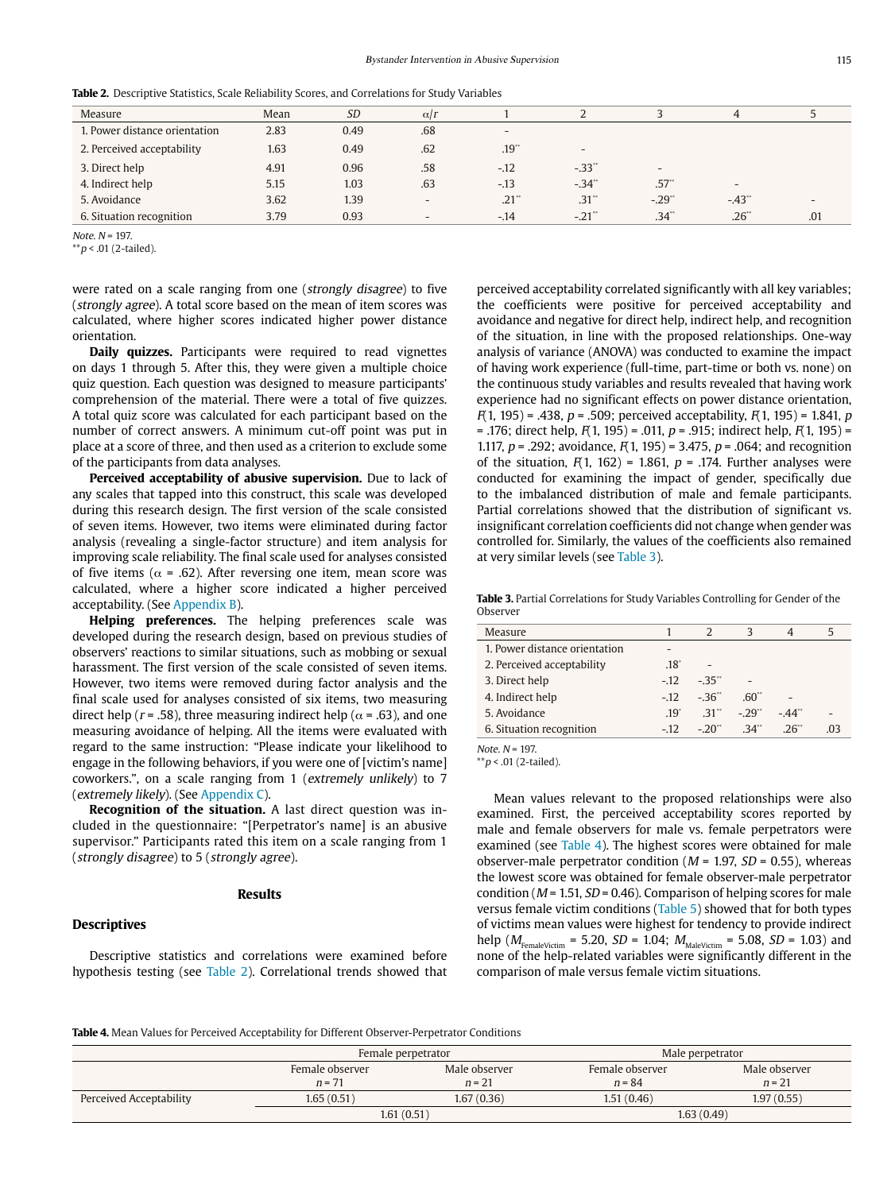**Table 2.** Descriptive Statistics, Scale Reliability Scores, and Correlations for Study Variables

| Measure | Mean | *SD* | α/*r* | 1 | 2 | 3 | 4 | 5 |
|---|---|---|---|---|---|---|---|---|
| 1. Power distance orientation | 2.83 | 0.49 | .68 | - | | | | |
| 2. Perceived acceptability | 1.63 | 0.49 | .62 | .19** | - | | | |
| 3. Direct help | 4.91 | 0.96 | .58 | -.12 | -.33** | - | | |
| 4. Indirect help | 5.15 | 1.03 | .63 | -.13 | -.34** | .57** | - | |
| 5. Avoidance | 3.62 | 1.39 | - | .21** | .31** | -.29** | -.43** | - |
| 6. Situation recognition | 3.79 | 0.93 | - | -.14 | -.21** | .34** | .26** | .01 |

*Note. N* = 197.
** *p* < .01 (2-tailed).

were rated on a scale ranging from one (*strongly disagree*) to five (*strongly agree*). A total score based on the mean of item scores was calculated, where higher scores indicated higher power distance orientation.

**Daily quizzes.** Participants were required to read vignettes on days 1 through 5. After this, they were given a multiple choice quiz question. Each question was designed to measure participants' comprehension of the material. There were a total of five quizzes. A total quiz score was calculated for each participant based on the number of correct answers. A minimum cut-off point was put in place at a score of three, and then used as a criterion to exclude some of the participants from data analyses.

**Perceived acceptability of abusive supervision.** Due to lack of any scales that tapped into this construct, this scale was developed during this research design. The first version of the scale consisted of seven items. However, two items were eliminated during factor analysis (revealing a single-factor structure) and item analysis for improving scale reliability. The final scale used for analyses consisted of five items (α = .62). After reversing one item, mean score was calculated, where a higher score indicated a higher perceived acceptability. (See Appendix B).

**Helping preferences.** The helping preferences scale was developed during the research design, based on previous studies of observers' reactions to similar situations, such as mobbing or sexual harassment. The first version of the scale consisted of seven items. However, two items were removed during factor analysis and the final scale used for analyses consisted of six items, two measuring direct help (*r* = .58), three measuring indirect help (α = .63), and one measuring avoidance of helping. All the items were evaluated with regard to the same instruction: "Please indicate your likelihood to engage in the following behaviors, if you were one of [victim's name] coworkers.", on a scale ranging from 1 (*extremely unlikely*) to 7 (*extremely likely*). (See Appendix C).

**Recognition of the situation.** A last direct question was included in the questionnaire: "[Perpetrator's name] is an abusive supervisor." Participants rated this item on a scale ranging from 1 (*strongly disagree*) to 5 (*strongly agree*).

## Results

### Descriptives

Descriptive statistics and correlations were examined before hypothesis testing (see Table 2). Correlational trends showed that perceived acceptability correlated significantly with all key variables; the coefficients were positive for perceived acceptability and avoidance and negative for direct help, indirect help, and recognition of the situation, in line with the proposed relationships. One-way analysis of variance (ANOVA) was conducted to examine the impact of having work experience (full-time, part-time or both vs. none) on the continuous study variables and results revealed that having work experience had no significant effects on power distance orientation, $F(1, 195) = .438$, $p = .509$; perceived acceptability, $F(1, 195) = 1.841$, $p = .176$; direct help, $F(1, 195) = .011$, $p = .915$; indirect help, $F(1, 195) = 1.117$, $p = .292$; avoidance, $F(1, 195) = 3.475$, $p = .064$; and recognition of the situation, $F(1, 162) = 1.861$, $p = .174$. Further analyses were conducted for examining the impact of gender, specifically due to the imbalanced distribution of male and female participants. Partial correlations showed that the distribution of significant vs. insignificant correlation coefficients did not change when gender was controlled for. Similarly, the values of the coefficients also remained at very similar levels (see Table 3).

**Table 3.** Partial Correlations for Study Variables Controlling for Gender of the Observer

| Measure | 1 | 2 | 3 | 4 | 5 |
|---|---|---|---|---|---|
| 1. Power distance orientation | - | | | | |
| 2. Perceived acceptability | .18* | - | | | |
| 3. Direct help | -.12 | -.35** | - | | |
| 4. Indirect help | -.12 | -.36** | .60** | - | |
| 5. Avoidance | .19* | .31** | -.29** | -.44** | - |
| 6. Situation recognition | -.12 | -.20** | .34** | .26** | .03 |

*Note. N* = 197.
** *p* < .01 (2-tailed).

Mean values relevant to the proposed relationships were also examined. First, the perceived acceptability scores reported by male and female observers for male vs. female perpetrators were examined (see Table 4). The highest scores were obtained for male observer-male perpetrator condition (*M* = 1.97, *SD* = 0.55), whereas the lowest score was obtained for female observer-male perpetrator condition (*M* = 1.51, *SD* = 0.46). Comparison of helping scores for male versus female victim conditions (Table 5) showed that for both types of victims mean values were highest for tendency to provide indirect help ($M_{FemaleVictim}$ = 5.20, *SD* = 1.04; $M_{MaleVictim}$ = 5.08, *SD* = 1.03) and none of the help-related variables were significantly different in the comparison of male versus female victim situations.

**Table 4.** Mean Values for Perceived Acceptability for Different Observer-Perpetrator Conditions

| | Female perpetrator | | Male perpetrator | |
|---|---|---|---|---|
| | Female observer *n* = 71 | Male observer *n* = 21 | Female observer *n* = 84 | Male observer *n* = 21 |
| Perceived Acceptability | 1.65 (0.51) | 1.67 (0.36) | 1.51 (0.46) | 1.97 (0.55) |
| | 1.61 (0.51) | | 1.63 (0.49) | |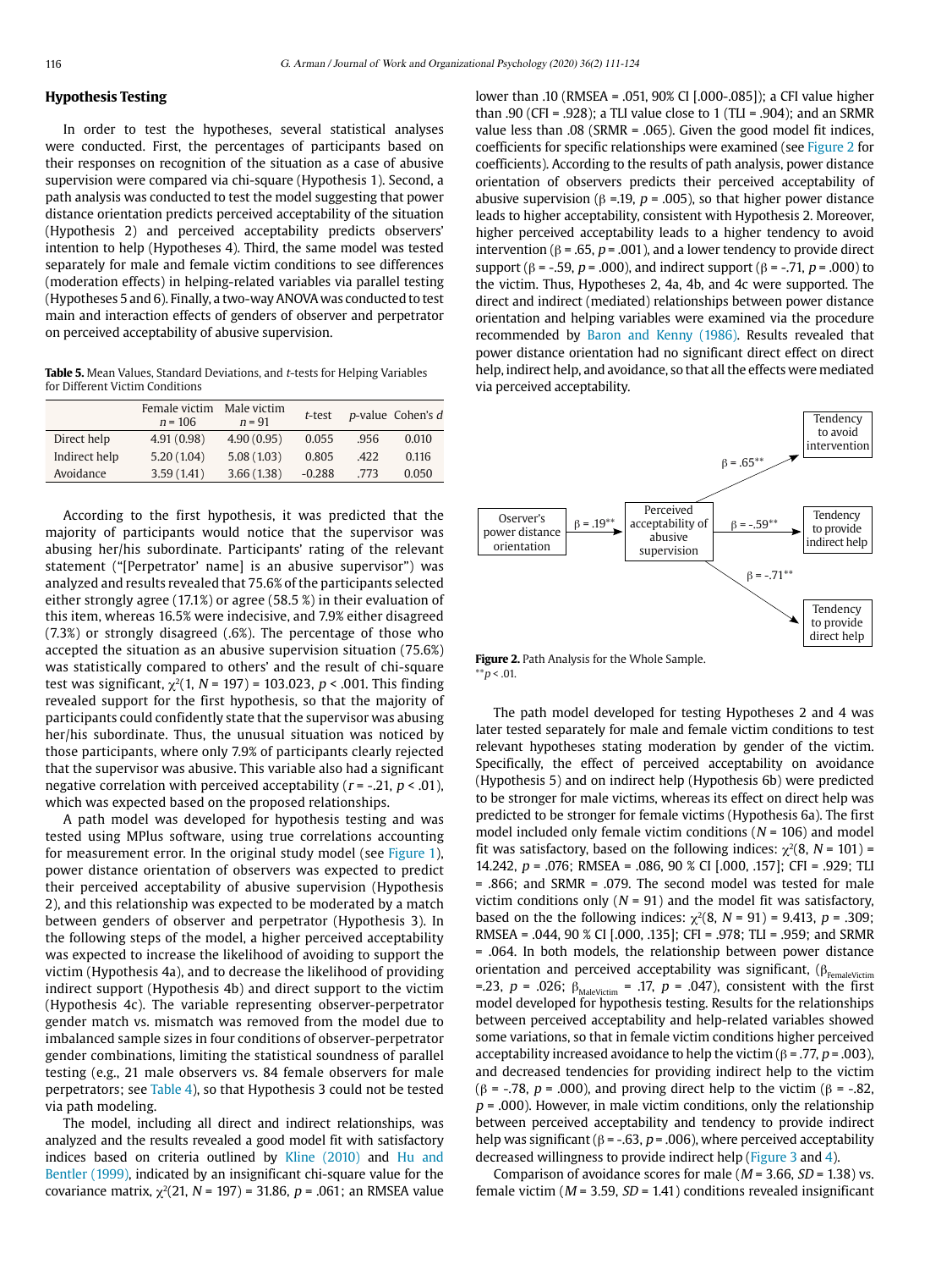## Hypothesis Testing

In order to test the hypotheses, several statistical analyses were conducted. First, the percentages of participants based on their responses on recognition of the situation as a case of abusive supervision were compared via chi-square (Hypothesis 1). Second, a path analysis was conducted to test the model suggesting that power distance orientation predicts perceived acceptability of the situation (Hypothesis 2) and perceived acceptability predicts observers' intention to help (Hypotheses 4). Third, the same model was tested separately for male and female victim conditions to see differences (moderation effects) in helping-related variables via parallel testing (Hypotheses 5 and 6). Finally, a two-way ANOVA was conducted to test main and interaction effects of genders of observer and perpetrator on perceived acceptability of abusive supervision.

**Table 5.** Mean Values, Standard Deviations, and *t*-tests for Helping Variables for Different Victim Conditions

| | Female victim $n = 106$ | Male victim $n = 91$ | *t*-test | *p*-value | Cohen's *d* |
|---|---|---|---|---|---|
| Direct help | 4.91 (0.98) | 4.90 (0.95) | 0.055 | .956 | 0.010 |
| Indirect help | 5.20 (1.04) | 5.08 (1.03) | 0.805 | .422 | 0.116 |
| Avoidance | 3.59 (1.41) | 3.66 (1.38) | -0.288 | .773 | 0.050 |

According to the first hypothesis, it was predicted that the majority of participants would notice that the supervisor was abusing her/his subordinate. Participants' rating of the relevant statement ("[Perpetrator' name] is an abusive supervisor") was analyzed and results revealed that 75.6% of the participants selected either strongly agree (17.1%) or agree (58.5 %) in their evaluation of this item, whereas 16.5% were indecisive, and 7.9% either disagreed (7.3%) or strongly disagreed (.6%). The percentage of those who accepted the situation as an abusive supervision situation (75.6%) was statistically compared to others' and the result of chi-square test was significant, $\chi^2(1, N = 197) = 103.023$, $p < .001$. This finding revealed support for the first hypothesis, so that the majority of participants could confidently state that the supervisor was abusing her/his subordinate. Thus, the unusual situation was noticed by those participants, where only 7.9% of participants clearly rejected that the supervisor was abusive. This variable also had a significant negative correlation with perceived acceptability ($r = -.21$, $p < .01$), which was expected based on the proposed relationships.

A path model was developed for hypothesis testing and was tested using MPlus software, using true correlations accounting for measurement error. In the original study model (see Figure 1), power distance orientation of observers was expected to predict their perceived acceptability of abusive supervision (Hypothesis 2), and this relationship was expected to be moderated by a match between genders of observer and perpetrator (Hypothesis 3). In the following steps of the model, a higher perceived acceptability was expected to increase the likelihood of avoiding to support the victim (Hypothesis 4a), and to decrease the likelihood of providing indirect support (Hypothesis 4b) and direct support to the victim (Hypothesis 4c). The variable representing observer-perpetrator gender match vs. mismatch was removed from the model due to imbalanced sample sizes in four conditions of observer-perpetrator gender combinations, limiting the statistical soundness of parallel testing (e.g., 21 male observers vs. 84 female observers for male perpetrators; see Table 4), so that Hypothesis 3 could not be tested via path modeling.

The model, including all direct and indirect relationships, was analyzed and the results revealed a good model fit with satisfactory indices based on criteria outlined by Kline (2010) and Hu and Bentler (1999), indicated by an insignificant chi-square value for the covariance matrix, $\chi^2(21, N = 197) = 31.86$, $p = .061$; an RMSEA value lower than .10 (RMSEA = .051, 90% CI [.000-.085]); a CFI value higher than .90 (CFI = .928); a TLI value close to 1 (TLI = .904); and an SRMR value less than .08 (SRMR = .065). Given the good model fit indices, coefficients for specific relationships were examined (see Figure 2 for coefficients). According to the results of path analysis, power distance orientation of observers predicts their perceived acceptability of abusive supervision ($\beta = .19$, $p = .005$), so that higher power distance leads to higher acceptability, consistent with Hypothesis 2. Moreover, higher perceived acceptability leads to a higher tendency to avoid intervention ($\beta = .65$, $p = .001$), and a lower tendency to provide direct support ($\beta = -.59$, $p = .000$), and indirect support ($\beta = -.71$, $p = .000$) to the victim. Thus, Hypotheses 2, 4a, 4b, and 4c were supported. The direct and indirect (mediated) relationships between power distance orientation and helping variables were examined via the procedure recommended by Baron and Kenny (1986). Results revealed that power distance orientation had no significant direct effect on direct help, indirect help, and avoidance, so that all the effects were mediated via perceived acceptability.

Oserver's power distance orientation → ($\beta = .19^{**}$) → Perceived acceptability of abusive supervision → ($\beta = .65^{**}$) → Tendency to avoid intervention; → ($\beta = -.59^{**}$) → Tendency to provide indirect help; → ($\beta = -.71^{**}$) → Tendency to provide direct help

**Figure 2.** Path Analysis for the Whole Sample.
$^{**}p < .01$.

The path model developed for testing Hypotheses 2 and 4 was later tested separately for male and female victim conditions to test relevant hypotheses stating moderation by gender of the victim. Specifically, the effect of perceived acceptability on avoidance (Hypothesis 5) and on indirect help (Hypothesis 6b) were predicted to be stronger for male victims, whereas its effect on direct help was predicted to be stronger for female victims (Hypothesis 6a). The first model included only female victim conditions ($N = 106$) and model fit was satisfactory, based on the following indices: $\chi^2(8, N = 101) = 14.242$, $p = .076$; RMSEA = .086, 90 % CI [.000, .157]; CFI = .929; TLI = .866; and SRMR = .079. The second model was tested for male victim conditions only ($N = 91$) and the model fit was satisfactory, based on the the following indices: $\chi^2(8, N = 91) = 9.413$, $p = .309$; RMSEA = .044, 90 % CI [.000, .135]; CFI = .978; TLI = .959; and SRMR = .064. In both models, the relationship between power distance orientation and perceived acceptability was significant, ($\beta_{FemaleVictim} = .23$, $p = .026$; $\beta_{MaleVictim} = .17$, $p = .047$), consistent with the first model developed for hypothesis testing. Results for the relationships between perceived acceptability and help-related variables showed some variations, so that in female victim conditions higher perceived acceptability increased avoidance to help the victim ($\beta = .77$, $p = .003$), and decreased tendencies for providing indirect help to the victim ($\beta = -.78$, $p = .000$), and proving direct help to the victim ($\beta = -.82$, $p = .000$). However, in male victim conditions, only the relationship between perceived acceptability and tendency to provide indirect help was significant ($\beta = -.63$, $p = .006$), where perceived acceptability decreased willingness to provide indirect help (Figure 3 and 4).

Comparison of avoidance scores for male ($M = 3.66$, $SD = 1.38$) vs. female victim ($M = 3.59$, $SD = 1.41$) conditions revealed insignificant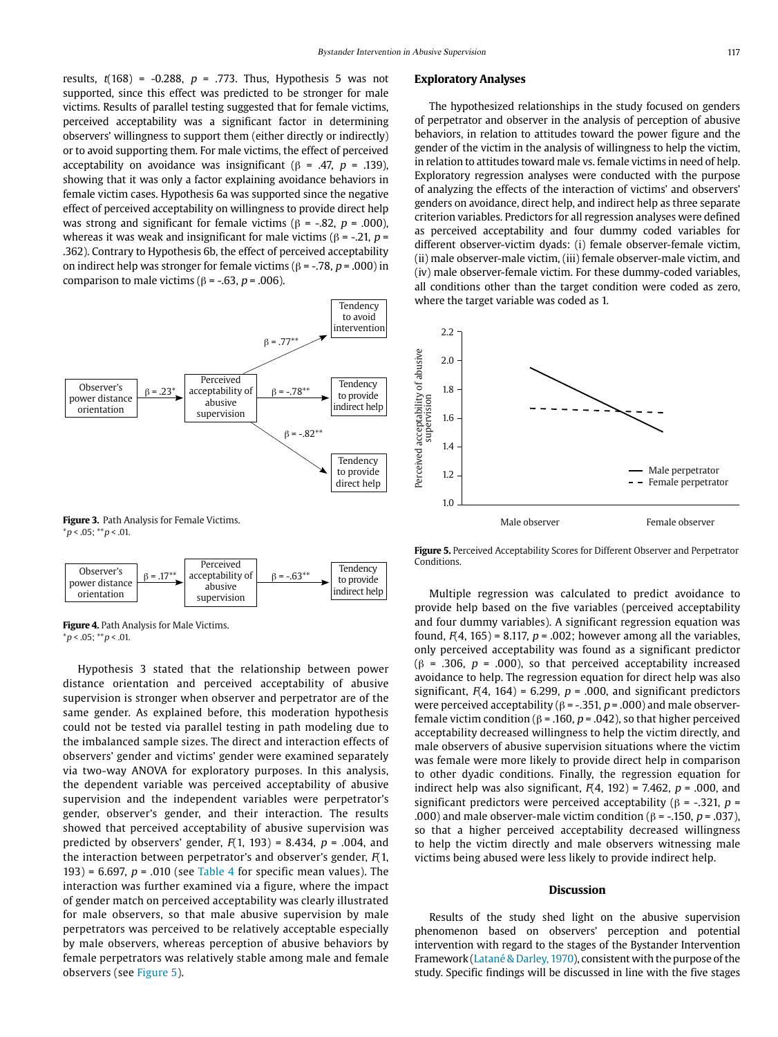results, $t(168)$ = -0.288, $p$ = .773. Thus, Hypothesis 5 was not supported, since this effect was predicted to be stronger for male victims. Results of parallel testing suggested that for female victims, perceived acceptability was a significant factor in determining observers' willingness to support them (either directly or indirectly) or to avoid supporting them. For male victims, the effect of perceived acceptability on avoidance was insignificant (β = .47, $p$ = .139), showing that it was only a factor explaining avoidance behaviors in female victim cases. Hypothesis 6a was supported since the negative effect of perceived acceptability on willingness to provide direct help was strong and significant for female victims (β = -.82, $p$ = .000), whereas it was weak and insignificant for male victims (β = -.21, $p$ = .362). Contrary to Hypothesis 6b, the effect of perceived acceptability on indirect help was stronger for female victims (β = -.78, $p$ = .000) in comparison to male victims (β = -.63, $p$ = .006).

**Figure 3.** Path Analysis for Female Victims.
$^{*}p < .05$; $^{**}p < .01$.

**Figure 4.** Path Analysis for Male Victims.
$^{*}p < .05$; $^{**}p < .01$.

Hypothesis 3 stated that the relationship between power distance orientation and perceived acceptability of abusive supervision is stronger when observer and perpetrator are of the same gender. As explained before, this moderation hypothesis could not be tested via parallel testing in path modeling due to the imbalanced sample sizes. The direct and interaction effects of observers' gender and victims' gender were examined separately via two-way ANOVA for exploratory purposes. In this analysis, the dependent variable was perceived acceptability of abusive supervision and the independent variables were perpetrator's gender, observer's gender, and their interaction. The results showed that perceived acceptability of abusive supervision was predicted by observers' gender, $F(1, 193)$ = 8.434, $p$ = .004, and the interaction between perpetrator's and observer's gender, $F(1, 193)$ = 6.697, $p$ = .010 (see Table 4 for specific mean values). The interaction was further examined via a figure, where the impact of gender match on perceived acceptability was clearly illustrated for male observers, so that male abusive supervision by male perpetrators was perceived to be relatively acceptable especially by male observers, whereas perception of abusive behaviors by female perpetrators was relatively stable among male and female observers (see Figure 5).

## Exploratory Analyses

The hypothesized relationships in the study focused on genders of perpetrator and observer in the analysis of perception of abusive behaviors, in relation to attitudes toward the power figure and the gender of the victim in the analysis of willingness to help the victim, in relation to attitudes toward male vs. female victims in need of help. Exploratory regression analyses were conducted with the purpose of analyzing the effects of the interaction of victims' and observers' genders on avoidance, direct help, and indirect help as three separate criterion variables. Predictors for all regression analyses were defined as perceived acceptability and four dummy coded variables for different observer-victim dyads: (i) female observer-female victim, (ii) male observer-male victim, (iii) female observer-male victim, and (iv) male observer-female victim. For these dummy-coded variables, all conditions other than the target condition were coded as zero, where the target variable was coded as 1.

**Figure 5.** Perceived Acceptability Scores for Different Observer and Perpetrator Conditions.

Multiple regression was calculated to predict avoidance to provide help based on the five variables (perceived acceptability and four dummy variables). A significant regression equation was found, $F(4, 165)$ = 8.117, $p$ = .002; however among all the variables, only perceived acceptability was found as a significant predictor (β = .306, $p$ = .000), so that perceived acceptability increased avoidance to help. The regression equation for direct help was also significant, $F(4, 164)$ = 6.299, $p$ = .000, and significant predictors were perceived acceptability (β = -.351, $p$ = .000) and male observer-female victim condition (β = .160, $p$ = .042), so that higher perceived acceptability decreased willingness to help the victim directly, and male observers of abusive supervision situations where the victim was female were more likely to provide direct help in comparison to other dyadic conditions. Finally, the regression equation for indirect help was also significant, $F(4, 192)$ = 7.462, $p$ = .000, and significant predictors were perceived acceptability (β = -.321, $p$ = .000) and male observer-male victim condition (β = -.150, $p$ = .037), so that a higher perceived acceptability decreased willingness to help the victim directly and male observers witnessing male victims being abused were less likely to provide indirect help.

## Discussion

Results of the study shed light on the abusive supervision phenomenon based on observers' perception and potential intervention with regard to the stages of the Bystander Intervention Framework (Latané & Darley, 1970), consistent with the purpose of the study. Specific findings will be discussed in line with the five stages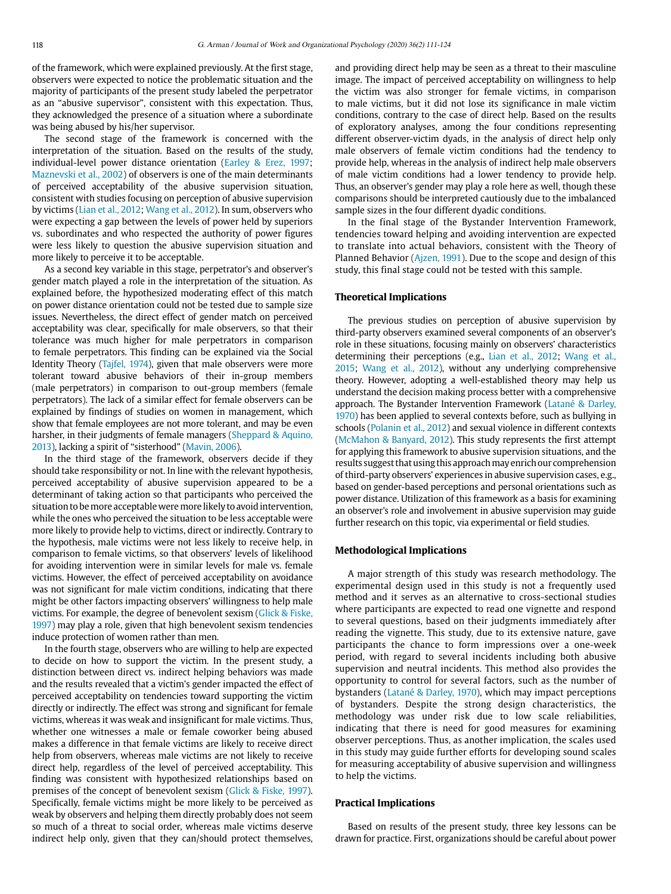of the framework, which were explained previously. At the first stage, observers were expected to notice the problematic situation and the majority of participants of the present study labeled the perpetrator as an "abusive supervisor", consistent with this expectation. Thus, they acknowledged the presence of a situation where a subordinate was being abused by his/her supervisor.

The second stage of the framework is concerned with the interpretation of the situation. Based on the results of the study, individual-level power distance orientation (Earley & Erez, 1997; Maznevski et al., 2002) of observers is one of the main determinants of perceived acceptability of the abusive supervision situation, consistent with studies focusing on perception of abusive supervision by victims (Lian et al., 2012; Wang et al., 2012). In sum, observers who were expecting a gap between the levels of power held by superiors vs. subordinates and who respected the authority of power figures were less likely to question the abusive supervision situation and more likely to perceive it to be acceptable.

As a second key variable in this stage, perpetrator's and observer's gender match played a role in the interpretation of the situation. As explained before, the hypothesized moderating effect of this match on power distance orientation could not be tested due to sample size issues. Nevertheless, the direct effect of gender match on perceived acceptability was clear, specifically for male observers, so that their tolerance was much higher for male perpetrators in comparison to female perpetrators. This finding can be explained via the Social Identity Theory (Tajfel, 1974), given that male observers were more tolerant toward abusive behaviors of their in-group members (male perpetrators) in comparison to out-group members (female perpetrators). The lack of a similar effect for female observers can be explained by findings of studies on women in management, which show that female employees are not more tolerant, and may be even harsher, in their judgments of female managers (Sheppard & Aquino, 2013), lacking a spirit of "sisterhood" (Mavin, 2006).

In the third stage of the framework, observers decide if they should take responsibility or not. In line with the relevant hypothesis, perceived acceptability of abusive supervision appeared to be a determinant of taking action so that participants who perceived the situation to be more acceptable were more likely to avoid intervention, while the ones who perceived the situation to be less acceptable were more likely to provide help to victims, direct or indirectly. Contrary to the hypothesis, male victims were not less likely to receive help, in comparison to female victims, so that observers' levels of likelihood for avoiding intervention were in similar levels for male vs. female victims. However, the effect of perceived acceptability on avoidance was not significant for male victim conditions, indicating that there might be other factors impacting observers' willingness to help male victims. For example, the degree of benevolent sexism (Glick & Fiske, 1997) may play a role, given that high benevolent sexism tendencies induce protection of women rather than men.

In the fourth stage, observers who are willing to help are expected to decide on how to support the victim. In the present study, a distinction between direct vs. indirect helping behaviors was made and the results revealed that a victim's gender impacted the effect of perceived acceptability on tendencies toward supporting the victim directly or indirectly. The effect was strong and significant for female victims, whereas it was weak and insignificant for male victims. Thus, whether one witnesses a male or female coworker being abused makes a difference in that female victims are likely to receive direct help from observers, whereas male victims are not likely to receive direct help, regardless of the level of perceived acceptability. This finding was consistent with hypothesized relationships based on premises of the concept of benevolent sexism (Glick & Fiske, 1997). Specifically, female victims might be more likely to be perceived as weak by observers and helping them directly probably does not seem so much of a threat to social order, whereas male victims deserve indirect help only, given that they can/should protect themselves, and providing direct help may be seen as a threat to their masculine image. The impact of perceived acceptability on willingness to help the victim was also stronger for female victims, in comparison to male victims, but it did not lose its significance in male victim conditions, contrary to the case of direct help. Based on the results of exploratory analyses, among the four conditions representing different observer-victim dyads, in the analysis of direct help only male observers of female victim conditions had the tendency to provide help, whereas in the analysis of indirect help male observers of male victim conditions had a lower tendency to provide help. Thus, an observer's gender may play a role here as well, though these comparisons should be interpreted cautiously due to the imbalanced sample sizes in the four different dyadic conditions.

In the final stage of the Bystander Intervention Framework, tendencies toward helping and avoiding intervention are expected to translate into actual behaviors, consistent with the Theory of Planned Behavior (Ajzen, 1991). Due to the scope and design of this study, this final stage could not be tested with this sample.

### Theoretical Implications

The previous studies on perception of abusive supervision by third-party observers examined several components of an observer's role in these situations, focusing mainly on observers' characteristics determining their perceptions (e.g., Lian et al., 2012; Wang et al., 2015; Wang et al., 2012), without any underlying comprehensive theory. However, adopting a well-established theory may help us understand the decision making process better with a comprehensive approach. The Bystander Intervention Framework (Latané & Darley, 1970) has been applied to several contexts before, such as bullying in schools (Polanin et al., 2012) and sexual violence in different contexts (McMahon & Banyard, 2012). This study represents the first attempt for applying this framework to abusive supervision situations, and the results suggest that using this approach may enrich our comprehension of third-party observers' experiences in abusive supervision cases, e.g., based on gender-based perceptions and personal orientations such as power distance. Utilization of this framework as a basis for examining an observer's role and involvement in abusive supervision may guide further research on this topic, via experimental or field studies.

### Methodological Implications

A major strength of this study was research methodology. The experimental design used in this study is not a frequently used method and it serves as an alternative to cross-sectional studies where participants are expected to read one vignette and respond to several questions, based on their judgments immediately after reading the vignette. This study, due to its extensive nature, gave participants the chance to form impressions over a one-week period, with regard to several incidents including both abusive supervision and neutral incidents. This method also provides the opportunity to control for several factors, such as the number of bystanders (Latané & Darley, 1970), which may impact perceptions of bystanders. Despite the strong design characteristics, the methodology was under risk due to low scale reliabilities, indicating that there is need for good measures for examining observer perceptions. Thus, as another implication, the scales used in this study may guide further efforts for developing sound scales for measuring acceptability of abusive supervision and willingness to help the victims.

### Practical Implications

Based on results of the present study, three key lessons can be drawn for practice. First, organizations should be careful about power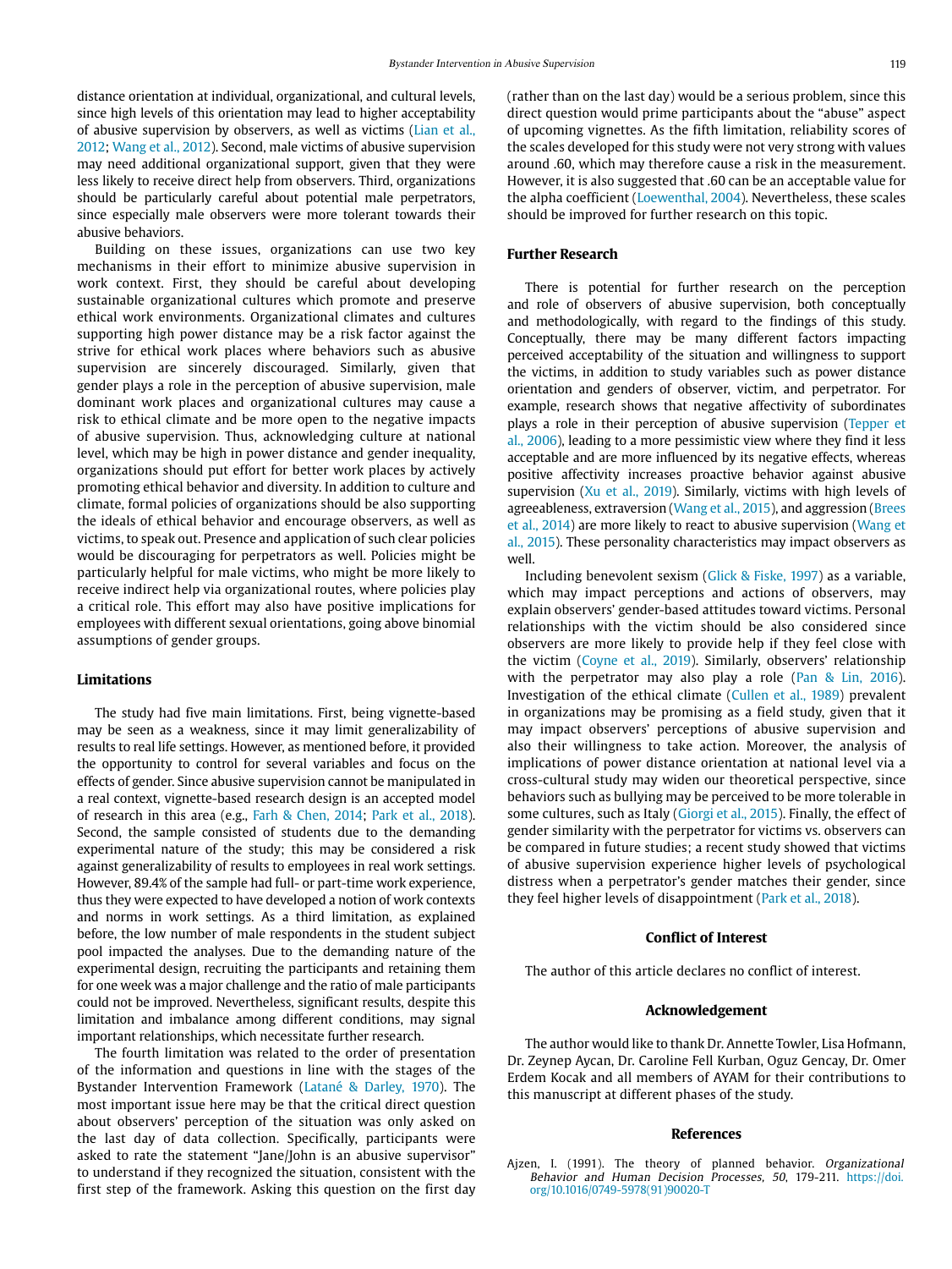distance orientation at individual, organizational, and cultural levels, since high levels of this orientation may lead to higher acceptability of abusive supervision by observers, as well as victims (Lian et al., 2012; Wang et al., 2012). Second, male victims of abusive supervision may need additional organizational support, given that they were less likely to receive direct help from observers. Third, organizations should be particularly careful about potential male perpetrators, since especially male observers were more tolerant towards their abusive behaviors.

Building on these issues, organizations can use two key mechanisms in their effort to minimize abusive supervision in work context. First, they should be careful about developing sustainable organizational cultures which promote and preserve ethical work environments. Organizational climates and cultures supporting high power distance may be a risk factor against the strive for ethical work places where behaviors such as abusive supervision are sincerely discouraged. Similarly, given that gender plays a role in the perception of abusive supervision, male dominant work places and organizational cultures may cause a risk to ethical climate and be more open to the negative impacts of abusive supervision. Thus, acknowledging culture at national level, which may be high in power distance and gender inequality, organizations should put effort for better work places by actively promoting ethical behavior and diversity. In addition to culture and climate, formal policies of organizations should be also supporting the ideals of ethical behavior and encourage observers, as well as victims, to speak out. Presence and application of such clear policies would be discouraging for perpetrators as well. Policies might be particularly helpful for male victims, who might be more likely to receive indirect help via organizational routes, where policies play a critical role. This effort may also have positive implications for employees with different sexual orientations, going above binomial assumptions of gender groups.

## Limitations

The study had five main limitations. First, being vignette-based may be seen as a weakness, since it may limit generalizability of results to real life settings. However, as mentioned before, it provided the opportunity to control for several variables and focus on the effects of gender. Since abusive supervision cannot be manipulated in a real context, vignette-based research design is an accepted model of research in this area (e.g., Farh & Chen, 2014; Park et al., 2018). Second, the sample consisted of students due to the demanding experimental nature of the study; this may be considered a risk against generalizability of results to employees in real work settings. However, 89.4% of the sample had full- or part-time work experience, thus they were expected to have developed a notion of work contexts and norms in work settings. As a third limitation, as explained before, the low number of male respondents in the student subject pool impacted the analyses. Due to the demanding nature of the experimental design, recruiting the participants and retaining them for one week was a major challenge and the ratio of male participants could not be improved. Nevertheless, significant results, despite this limitation and imbalance among different conditions, may signal important relationships, which necessitate further research.

The fourth limitation was related to the order of presentation of the information and questions in line with the stages of the Bystander Intervention Framework (Latané & Darley, 1970). The most important issue here may be that the critical direct question about observers' perception of the situation was only asked on the last day of data collection. Specifically, participants were asked to rate the statement "Jane/John is an abusive supervisor" to understand if they recognized the situation, consistent with the first step of the framework. Asking this question on the first day (rather than on the last day) would be a serious problem, since this direct question would prime participants about the "abuse" aspect of upcoming vignettes. As the fifth limitation, reliability scores of the scales developed for this study were not very strong with values around .60, which may therefore cause a risk in the measurement. However, it is also suggested that .60 can be an acceptable value for the alpha coefficient (Loewenthal, 2004). Nevertheless, these scales should be improved for further research on this topic.

## Further Research

There is potential for further research on the perception and role of observers of abusive supervision, both conceptually and methodologically, with regard to the findings of this study. Conceptually, there may be many different factors impacting perceived acceptability of the situation and willingness to support the victims, in addition to study variables such as power distance orientation and genders of observer, victim, and perpetrator. For example, research shows that negative affectivity of subordinates plays a role in their perception of abusive supervision (Tepper et al., 2006), leading to a more pessimistic view where they find it less acceptable and are more influenced by its negative effects, whereas positive affectivity increases proactive behavior against abusive supervision (Xu et al., 2019). Similarly, victims with high levels of agreeableness, extraversion (Wang et al., 2015), and aggression (Brees et al., 2014) are more likely to react to abusive supervision (Wang et al., 2015). These personality characteristics may impact observers as well.

Including benevolent sexism (Glick & Fiske, 1997) as a variable, which may impact perceptions and actions of observers, may explain observers' gender-based attitudes toward victims. Personal relationships with the victim should be also considered since observers are more likely to provide help if they feel close with the victim (Coyne et al., 2019). Similarly, observers' relationship with the perpetrator may also play a role (Pan & Lin, 2016). Investigation of the ethical climate (Cullen et al., 1989) prevalent in organizations may be promising as a field study, given that it may impact observers' perceptions of abusive supervision and also their willingness to take action. Moreover, the analysis of implications of power distance orientation at national level via a cross-cultural study may widen our theoretical perspective, since behaviors such as bullying may be perceived to be more tolerable in some cultures, such as Italy (Giorgi et al., 2015). Finally, the effect of gender similarity with the perpetrator for victims vs. observers can be compared in future studies; a recent study showed that victims of abusive supervision experience higher levels of psychological distress when a perpetrator's gender matches their gender, since they feel higher levels of disappointment (Park et al., 2018).

## Conflict of Interest

The author of this article declares no conflict of interest.

## Acknowledgement

The author would like to thank Dr. Annette Towler, Lisa Hofmann, Dr. Zeynep Aycan, Dr. Caroline Fell Kurban, Oguz Gencay, Dr. Omer Erdem Kocak and all members of AYAM for their contributions to this manuscript at different phases of the study.

## References

Ajzen, I. (1991). The theory of planned behavior. *Organizational Behavior and Human Decision Processes, 50*, 179-211. https://doi.org/10.1016/0749-5978(91)90020-T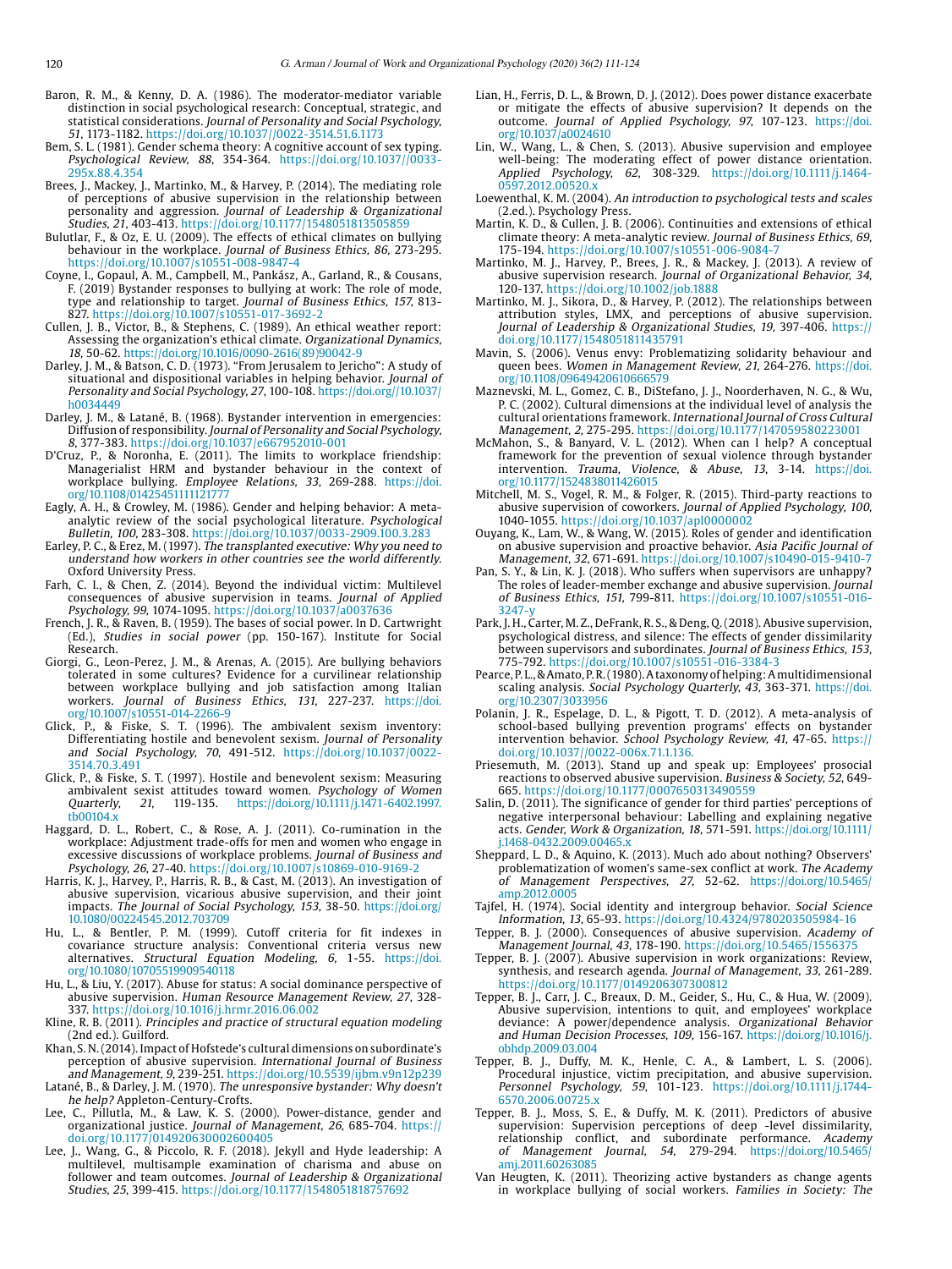Baron, R. M., & Kenny, D. A. (1986). The moderator-mediator variable distinction in social psychological research: Conceptual, strategic, and statistical considerations. *Journal of Personality and Social Psychology, 51*, 1173-1182. https://doi.org/10.1037//0022-3514.51.6.1173

Bem, S. L. (1981). Gender schema theory: A cognitive account of sex typing. *Psychological Review, 88*, 354-364. https://doi.org/10.1037//0033-295x.88.4.354

Brees, J., Mackey, J., Martinko, M., & Harvey, P. (2014). The mediating role of perceptions of abusive supervision in the relationship between personality and aggression. *Journal of Leadership & Organizational Studies, 21*, 403-413. https://doi.org/10.1177/1548051813505859

Bulutlar, F., & Oz, E. U. (2009). The effects of ethical climates on bullying behaviour in the workplace. *Journal of Business Ethics, 86*, 273-295. https://doi.org/10.1007/s10551-008-9847-4

Coyne, I., Gopaul, A. M., Campbell, M., Pankász, A., Garland, R., & Cousans, F. (2019) Bystander responses to bullying at work: The role of mode, type and relationship to target. *Journal of Business Ethics, 157*, 813-827. https://doi.org/10.1007/s10551-017-3692-2

Cullen, J. B., Victor, B., & Stephens, C. (1989). An ethical weather report: Assessing the organization's ethical climate. *Organizational Dynamics, 18*, 50-62. https://doi.org/10.1016/0090-2616(89)90042-9

Darley, J. M., & Batson, C. D. (1973). "From Jerusalem to Jericho": A study of situational and dispositional variables in helping behavior. *Journal of Personality and Social Psychology, 27*, 100-108. https://doi.org//10.1037/h0034449

Darley, J. M., & Latané, B. (1968). Bystander intervention in emergencies: Diffusion of responsibility. *Journal of Personality and Social Psychology, 8*, 377-383. https://doi.org/10.1037/e667952010-001

D'Cruz, P., & Noronha, E. (2011). The limits to workplace friendship: Managerialist HRM and bystander behaviour in the context of workplace bullying. *Employee Relations, 33*, 269-288. https://doi.org/10.1108/01425451111121777

Eagly, A. H., & Crowley, M. (1986). Gender and helping behavior: A meta-analytic review of the social psychological literature. *Psychological Bulletin, 100*, 283-308. https://doi.org/10.1037/0033-2909.100.3.283

Earley, P. C., & Erez, M. (1997). *The transplanted executive: Why you need to understand how workers in other countries see the world differently.* Oxford University Press.

Farh, C. I., & Chen, Z. (2014). Beyond the individual victim: Multilevel consequences of abusive supervision in teams. *Journal of Applied Psychology, 99*, 1074-1095. https://doi.org/10.1037/a0037636

French, J. R., & Raven, B. (1959). The bases of social power. In D. Cartwright (Ed.), *Studies in social power* (pp. 150-167). Institute for Social Research.

Giorgi, G., Leon-Perez, J. M., & Arenas, A. (2015). Are bullying behaviors tolerated in some cultures? Evidence for a curvilinear relationship between workplace bullying and job satisfaction among Italian workers. *Journal of Business Ethics, 131*, 227-237. https://doi.org/10.1007/s10551-014-2266-9

Glick, P., & Fiske, S. T. (1996). The ambivalent sexism inventory: Differentiating hostile and benevolent sexism. *Journal of Personality and Social Psychology, 70*, 491-512. https://doi.org/10.1037/0022-3514.70.3.491

Glick, P., & Fiske, S. T. (1997). Hostile and benevolent sexism: Measuring ambivalent sexist attitudes toward women. *Psychology of Women Quarterly, 21*, 119-135. https://doi.org/10.1111/j.1471-6402.1997.tb00104.x

Haggard, D. L., Robert, C., & Rose, A. J. (2011). Co-rumination in the workplace: Adjustment trade-offs for men and women who engage in excessive discussions of workplace problems. *Journal of Business and Psychology, 26*, 27-40. https://doi.org/10.1007/s10869-010-9169-2

Harris, K. J., Harvey, P., Harris, R. B., & Cast, M. (2013). An investigation of abusive supervision, vicarious abusive supervision, and their joint impacts. *The Journal of Social Psychology, 153*, 38-50. https://doi.org/10.1080/00224545.2012.703709

Hu, L., & Bentler, P. M. (1999). Cutoff criteria for fit indexes in covariance structure analysis: Conventional criteria versus new alternatives. *Structural Equation Modeling, 6*, 1-55. https://doi.org/10.1080/10705519909540118

Hu, L., & Liu, Y. (2017). Abuse for status: A social dominance perspective of abusive supervision. *Human Resource Management Review, 27*, 328-337. https://doi.org/10.1016/j.hrmr.2016.06.002

Kline, R. B. (2011). *Principles and practice of structural equation modeling* (2nd ed.). Guilford.

Khan, S. N. (2014). Impact of Hofstede's cultural dimensions on subordinate's perception of abusive supervision. *International Journal of Business and Management, 9*, 239-251. https://doi.org/10.5539/ijbm.v9n12p239

Latané, B., & Darley, J. M. (1970). *The unresponsive bystander: Why doesn't he help?* Appleton-Century-Crofts.

Lee, C., Pillutla, M., & Law, K. S. (2000). Power-distance, gender and organizational justice. *Journal of Management, 26*, 685-704. https://doi.org/10.1177/014920630002600405

Lee, J., Wang, G., & Piccolo, R. F. (2018). Jekyll and Hyde leadership: A multilevel, multisample examination of charisma and abuse on follower and team outcomes. *Journal of Leadership & Organizational Studies, 25*, 399-415. https://doi.org/10.1177/1548051818757692

Lian, H., Ferris, D. L., & Brown, D. J. (2012). Does power distance exacerbate or mitigate the effects of abusive supervision? It depends on the outcome. *Journal of Applied Psychology, 97*, 107-123. https://doi.org/10.1037/a0024610

Lin, W., Wang, L., & Chen, S. (2013). Abusive supervision and employee well-being: The moderating effect of power distance orientation. *Applied Psychology, 62*, 308-329. https://doi.org/10.1111/j.1464-0597.2012.00520.x

Loewenthal, K. M. (2004). *An introduction to psychological tests and scales* (2.ed.). Psychology Press.

Martin, K. D., & Cullen, J. B. (2006). Continuities and extensions of ethical climate theory: A meta-analytic review. *Journal of Business Ethics, 69*, 175-194. https://doi.org/10.1007/s10551-006-9084-7

Martinko, M. J., Harvey, P., Brees, J. R., & Mackey, J. (2013). A review of abusive supervision research. *Journal of Organizational Behavior, 34*, 120-137. https://doi.org/10.1002/job.1888

Martinko, M. J., Sikora, D., & Harvey, P. (2012). The relationships between attribution styles, LMX, and perceptions of abusive supervision. *Journal of Leadership & Organizational Studies, 19*, 397-406. https://doi.org/10.1177/1548051811435791

Mavin, S. (2006). Venus envy: Problematizing solidarity behaviour and queen bees. *Women in Management Review, 21*, 264-276. https://doi.org/10.1108/09649420610666579

Maznevski, M. L., Gomez, C. B., DiStefano, J. J., Noorderhaven, N. G., & Wu, P. C. (2002). Cultural dimensions at the individual level of analysis the cultural orientations framework. *International Journal of Cross Cultural Management, 2*, 275-295. https://doi.org/10.1177/147059580223001

McMahon, S., & Banyard, V. L. (2012). When can I help? A conceptual framework for the prevention of sexual violence through bystander intervention. *Trauma, Violence, & Abuse, 13*, 3-14. https://doi.org/10.1177/1524838011426015

Mitchell, M. S., Vogel, R. M., & Folger, R. (2015). Third-party reactions to abusive supervision of coworkers. *Journal of Applied Psychology, 100*, 1040-1055. https://doi.org/10.1037/apl0000002

Ouyang, K., Lam, W., & Wang, W. (2015). Roles of gender and identification on abusive supervision and proactive behavior. *Asia Pacific Journal of Management, 32*, 671-691. https://doi.org/10.1007/s10490-015-9410-7

Pan, S. Y., & Lin, K. J. (2018). Who suffers when supervisors are unhappy? The roles of leader-member exchange and abusive supervision. *Journal of Business Ethics, 151*, 799-811. https://doi.org/10.1007/s10551-016-3247-y

Park, J. H., Carter, M. Z., DeFrank, R. S., & Deng, Q. (2018). Abusive supervision, psychological distress, and silence: The effects of gender dissimilarity between supervisors and subordinates. *Journal of Business Ethics, 153*, 775-792. https://doi.org/10.1007/s10551-016-3384-3

Pearce, P. L., & Amato, P. R. (1980). A taxonomy of helping: A multidimensional scaling analysis. *Social Psychology Quarterly, 43*, 363-371. https://doi.org/10.2307/3033956

Polanin, J. R., Espelage, D. L., & Pigott, T. D. (2012). A meta-analysis of school-based bullying prevention programs' effects on bystander intervention behavior. *School Psychology Review, 41*, 47-65. https://doi.org/10.1037//0022-006x.71.1.136.

Priesemuth, M. (2013). Stand up and speak up: Employees' prosocial reactions to observed abusive supervision. *Business & Society, 52*, 649-665. https://doi.org/10.1177/0007650313490559

Salin, D. (2011). The significance of gender for third parties' perceptions of negative interpersonal behaviour: Labelling and explaining negative acts. *Gender, Work & Organization, 18*, 571-591. https://doi.org/10.1111/j.1468-0432.2009.00465.x

Sheppard, L. D., & Aquino, K. (2013). Much ado about nothing? Observers' problematization of women's same-sex conflict at work. *The Academy of Management Perspectives, 27*, 52-62. https://doi.org/10.5465/amp.2012.0005

Tajfel, H. (1974). Social identity and intergroup behavior. *Social Science Information, 13*, 65-93. https://doi.org/10.4324/9780203505984-16

Tepper, B. J. (2000). Consequences of abusive supervision. *Academy of Management Journal, 43*, 178-190. https://doi.org/10.5465/1556375

Tepper, B. J. (2007). Abusive supervision in work organizations: Review, synthesis, and research agenda. *Journal of Management, 33*, 261-289. https://doi.org/10.1177/0149206307300812

Tepper, B. J., Carr, J. C., Breaux, D. M., Geider, S., Hu, C., & Hua, W. (2009). Abusive supervision, intentions to quit, and employees' workplace deviance: A power/dependence analysis. *Organizational Behavior and Human Decision Processes, 109*, 156-167. https://doi.org/10.1016/j.obhdp.2009.03.004

Tepper, B. J., Duffy, M. K., Henle, C. A., & Lambert, L. S. (2006). Procedural injustice, victim precipitation, and abusive supervision. *Personnel Psychology, 59*, 101-123. https://doi.org/10.1111/j.1744-6570.2006.00725.x

Tepper, B. J., Moss, S. E., & Duffy, M. K. (2011). Predictors of abusive supervision: Supervision perceptions of deep -level dissimilarity, relationship conflict, and subordinate performance. *Academy of Management Journal, 54*, 279-294. https://doi.org/10.5465/amj.2011.60263085

Van Heugten, K. (2011). Theorizing active bystanders as change agents in workplace bullying of social workers. *Families in Society: The*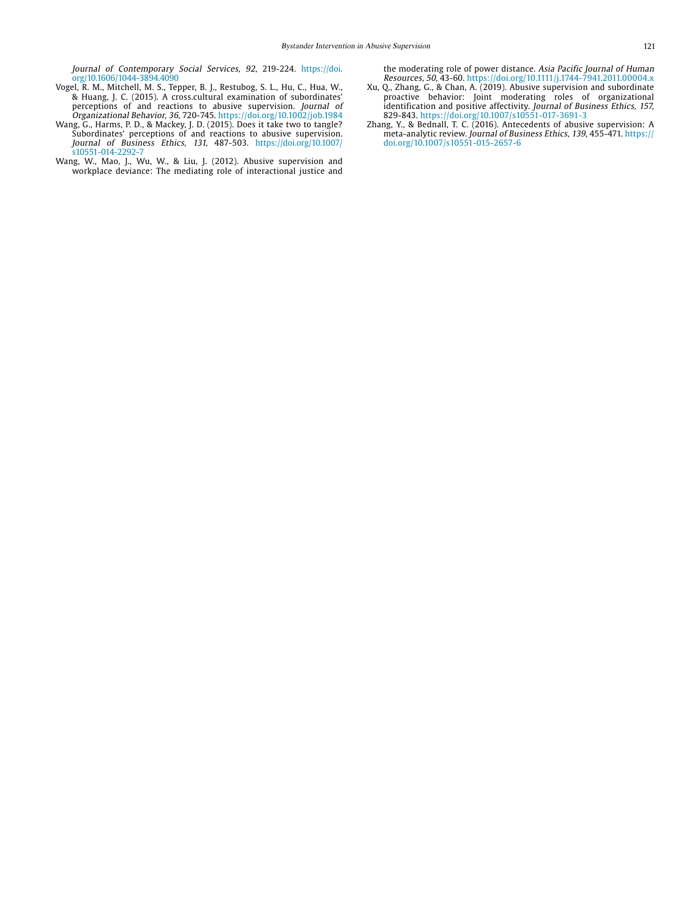*Journal of Contemporary Social Services*, *92*, 219-224. https://doi.org/10.1606/1044-3894.4090

Vogel, R. M., Mitchell, M. S., Tepper, B. J., Restubog, S. L., Hu, C., Hua, W., & Huang, J. C. (2015). A cross.cultural examination of subordinates' perceptions of and reactions to abusive supervision. *Journal of Organizational Behavior*, *36*, 720-745. https://doi.org/10.1002/job.1984

Wang, G., Harms, P. D., & Mackey, J. D. (2015). Does it take two to tangle? Subordinates' perceptions of and reactions to abusive supervision. *Journal of Business Ethics*, *131*, 487-503. https://doi.org/10.1007/s10551-014-2292-7

Wang, W., Mao, J., Wu, W., & Liu, J. (2012). Abusive supervision and workplace deviance: The mediating role of interactional justice and the moderating role of power distance. *Asia Pacific Journal of Human Resources*, *50*, 43-60. https://doi.org/10.1111/j.1744-7941.2011.00004.x

Xu, Q., Zhang, G., & Chan, A. (2019). Abusive supervision and subordinate proactive behavior: Joint moderating roles of organizational identification and positive affectivity. *Journal of Business Ethics*, *157*, 829-843. https://doi.org/10.1007/s10551-017-3691-3

Zhang, Y., & Bednall, T. C. (2016). Antecedents of abusive supervision: A meta-analytic review. *Journal of Business Ethics*, *139*, 455-471. https://doi.org/10.1007/s10551-015-2657-6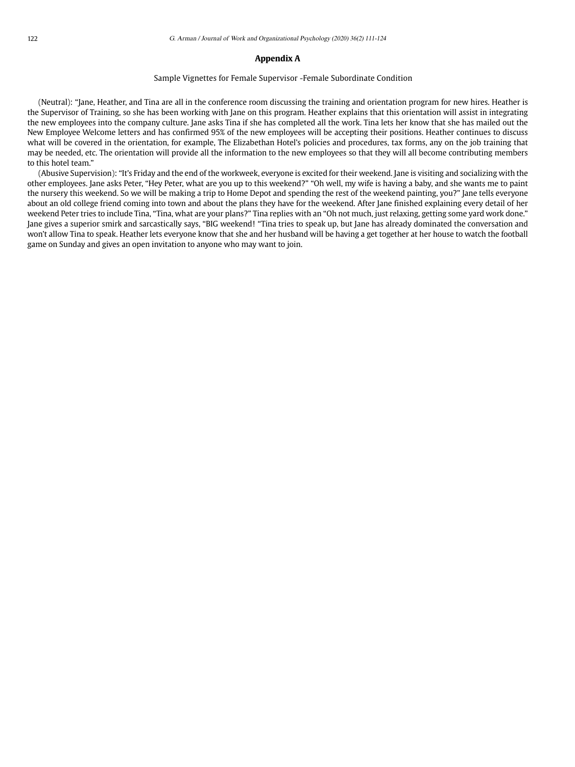## Appendix A

Sample Vignettes for Female Supervisor -Female Subordinate Condition

(Neutral): "Jane, Heather, and Tina are all in the conference room discussing the training and orientation program for new hires. Heather is the Supervisor of Training, so she has been working with Jane on this program. Heather explains that this orientation will assist in integrating the new employees into the company culture. Jane asks Tina if she has completed all the work. Tina lets her know that she has mailed out the New Employee Welcome letters and has confirmed 95% of the new employees will be accepting their positions. Heather continues to discuss what will be covered in the orientation, for example, The Elizabethan Hotel's policies and procedures, tax forms, any on the job training that may be needed, etc. The orientation will provide all the information to the new employees so that they will all become contributing members to this hotel team."

(Abusive Supervision): "It's Friday and the end of the workweek, everyone is excited for their weekend. Jane is visiting and socializing with the other employees. Jane asks Peter, "Hey Peter, what are you up to this weekend?" "Oh well, my wife is having a baby, and she wants me to paint the nursery this weekend. So we will be making a trip to Home Depot and spending the rest of the weekend painting, you?" Jane tells everyone about an old college friend coming into town and about the plans they have for the weekend. After Jane finished explaining every detail of her weekend Peter tries to include Tina, "Tina, what are your plans?" Tina replies with an "Oh not much, just relaxing, getting some yard work done." Jane gives a superior smirk and sarcastically says, "BIG weekend! "Tina tries to speak up, but Jane has already dominated the conversation and won't allow Tina to speak. Heather lets everyone know that she and her husband will be having a get together at her house to watch the football game on Sunday and gives an open invitation to anyone who may want to join.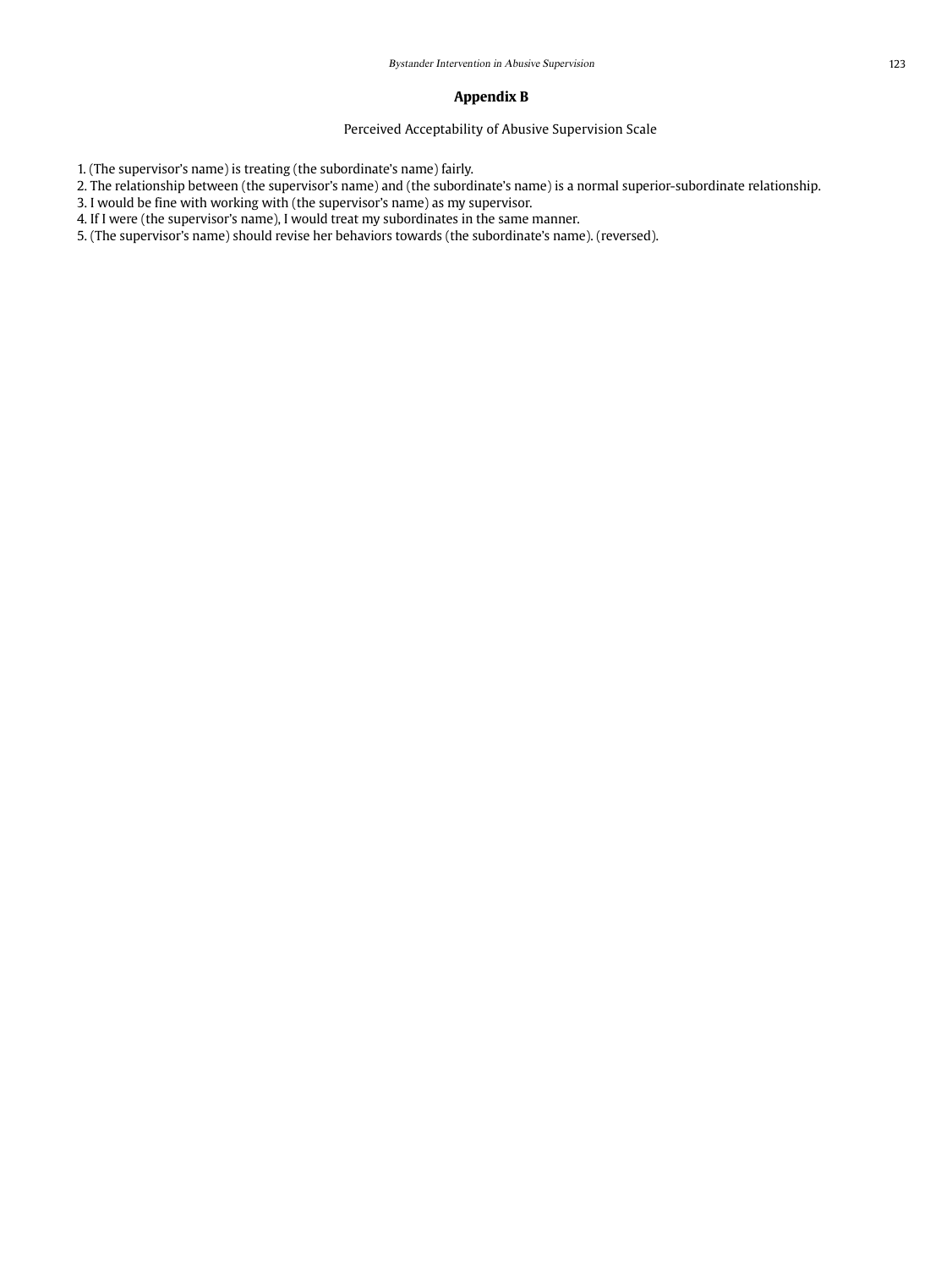## Appendix B

Perceived Acceptability of Abusive Supervision Scale

1. (The supervisor's name) is treating (the subordinate's name) fairly.
2. The relationship between (the supervisor's name) and (the subordinate's name) is a normal superior-subordinate relationship.
3. I would be fine with working with (the supervisor's name) as my supervisor.
4. If I were (the supervisor's name), I would treat my subordinates in the same manner.
5. (The supervisor's name) should revise her behaviors towards (the subordinate's name). (reversed).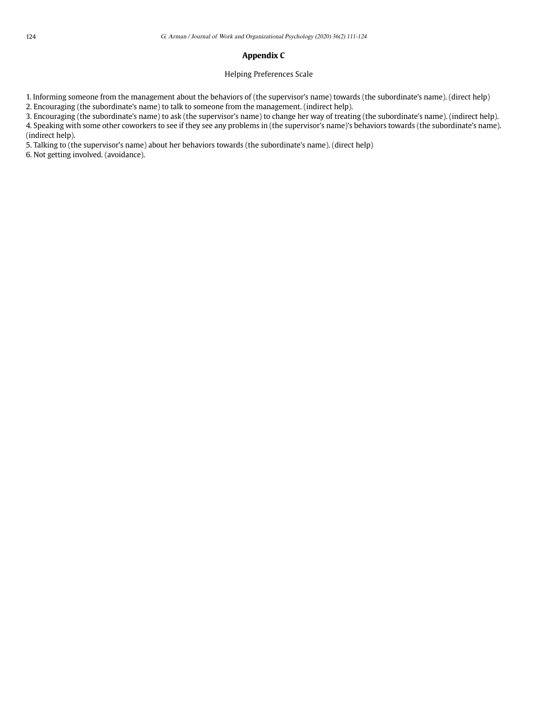## Appendix C

Helping Preferences Scale

1. Informing someone from the management about the behaviors of (the supervisor's name) towards (the subordinate's name). (direct help)
2. Encouraging (the subordinate's name) to talk to someone from the management. (indirect help).
3. Encouraging (the subordinate's name) to ask (the supervisor's name) to change her way of treating (the subordinate's name). (indirect help).
4. Speaking with some other coworkers to see if they see any problems in (the supervisor's name)'s behaviors towards (the subordinate's name). (indirect help).
5. Talking to (the supervisor's name) about her behaviors towards (the subordinate's name). (direct help)
6. Not getting involved. (avoidance).